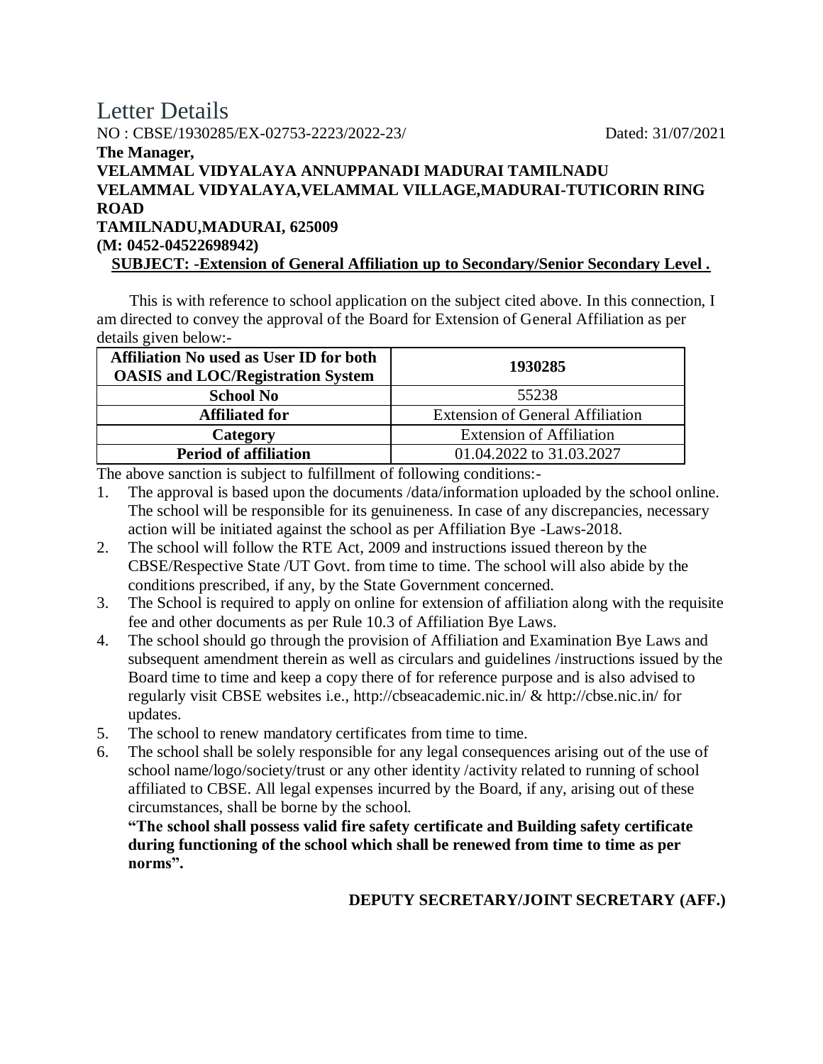# Letter Details

NO : CBSE/1930285/EX-02753-2223/2022-23/ Dated: 31/07/2021

**The Manager,**
**VELAMMAL VIDYALAYA ANNUPPANADI MADURAI TAMILNADU**
**VELAMMAL VIDYALAYA,VELAMMAL VILLAGE,MADURAI-TUTICORIN RING ROAD**
**TAMILNADU,MADURAI, 625009**
**(M: 0452-04522698942)**

**SUBJECT: -Extension of General Affiliation up to Secondary/Senior Secondary Level .**

This is with reference to school application on the subject cited above. In this connection, I am directed to convey the approval of the Board for Extension of General Affiliation as per details given below:-

| **Affiliation No used as User ID for both OASIS and LOC/Registration System** | **1930285** |
|---|---|
| **School No** | 55238 |
| **Affiliated for** | Extension of General Affiliation |
| **Category** | Extension of Affiliation |
| **Period of affiliation** | 01.04.2022 to 31.03.2027 |

The above sanction is subject to fulfillment of following conditions:-

1. The approval is based upon the documents /data/information uploaded by the school online. The school will be responsible for its genuineness. In case of any discrepancies, necessary action will be initiated against the school as per Affiliation Bye -Laws-2018.
2. The school will follow the RTE Act, 2009 and instructions issued thereon by the CBSE/Respective State /UT Govt. from time to time. The school will also abide by the conditions prescribed, if any, by the State Government concerned.
3. The School is required to apply on online for extension of affiliation along with the requisite fee and other documents as per Rule 10.3 of Affiliation Bye Laws.
4. The school should go through the provision of Affiliation and Examination Bye Laws and subsequent amendment therein as well as circulars and guidelines /instructions issued by the Board time to time and keep a copy there of for reference purpose and is also advised to regularly visit CBSE websites i.e., http://cbseacademic.nic.in/ & http://cbse.nic.in/ for updates.
5. The school to renew mandatory certificates from time to time.
6. The school shall be solely responsible for any legal consequences arising out of the use of school name/logo/society/trust or any other identity /activity related to running of school affiliated to CBSE. All legal expenses incurred by the Board, if any, arising out of these circumstances, shall be borne by the school.

   **"The school shall possess valid fire safety certificate and Building safety certificate during functioning of the school which shall be renewed from time to time as per norms".**

**DEPUTY SECRETARY/JOINT SECRETARY (AFF.)**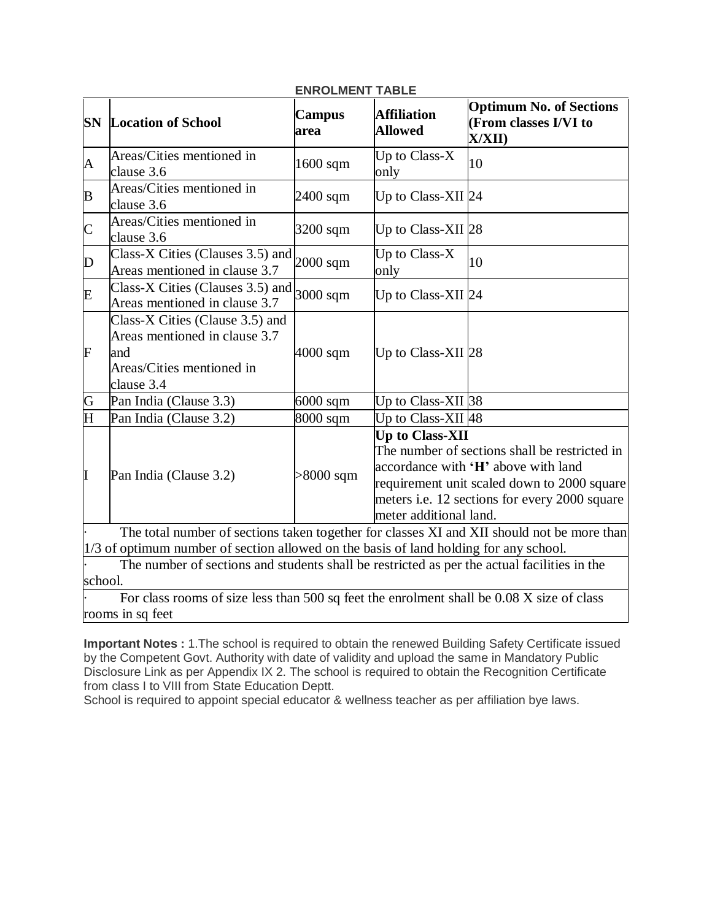**ENROLMENT TABLE**

| SN | Location of School | Campus area | Affiliation Allowed | Optimum No. of Sections (From classes I/VI to X/XII) |
|---|---|---|---|---|
| A | Areas/Cities mentioned in clause 3.6 | 1600 sqm | Up to Class-X only | 10 |
| B | Areas/Cities mentioned in clause 3.6 | 2400 sqm | Up to Class-XII | 24 |
| C | Areas/Cities mentioned in clause 3.6 | 3200 sqm | Up to Class-XII | 28 |
| D | Class-X Cities (Clauses 3.5) and Areas mentioned in clause 3.7 | 2000 sqm | Up to Class-X only | 10 |
| E | Class-X Cities (Clauses 3.5) and Areas mentioned in clause 3.7 | 3000 sqm | Up to Class-XII | 24 |
| F | Class-X Cities (Clause 3.5) and Areas mentioned in clause 3.7 and Areas/Cities mentioned in clause 3.4 | 4000 sqm | Up to Class-XII | 28 |
| G | Pan India (Clause 3.3) | 6000 sqm | Up to Class-XII | 38 |
| H | Pan India (Clause 3.2) | 8000 sqm | Up to Class-XII | 48 |
| I | Pan India (Clause 3.2) | >8000 sqm | **Up to Class-XII** The number of sections shall be restricted in accordance with **'H'** above with land requirement unit scaled down to 2000 square meters i.e. 12 sections for every 2000 square meter additional land. | |
| · The total number of sections taken together for classes XI and XII should not be more than 1/3 of optimum number of section allowed on the basis of land holding for any school. | | | | |
| · The number of sections and students shall be restricted as per the actual facilities in the school. | | | | |
| · For class rooms of size less than 500 sq feet the enrolment shall be 0.08 X size of class rooms in sq feet | | | | |

**Important Notes :** 1.The school is required to obtain the renewed Building Safety Certificate issued by the Competent Govt. Authority with date of validity and upload the same in Mandatory Public Disclosure Link as per Appendix IX 2. The school is required to obtain the Recognition Certificate from class I to VIII from State Education Deptt.

School is required to appoint special educator & wellness teacher as per affiliation bye laws.